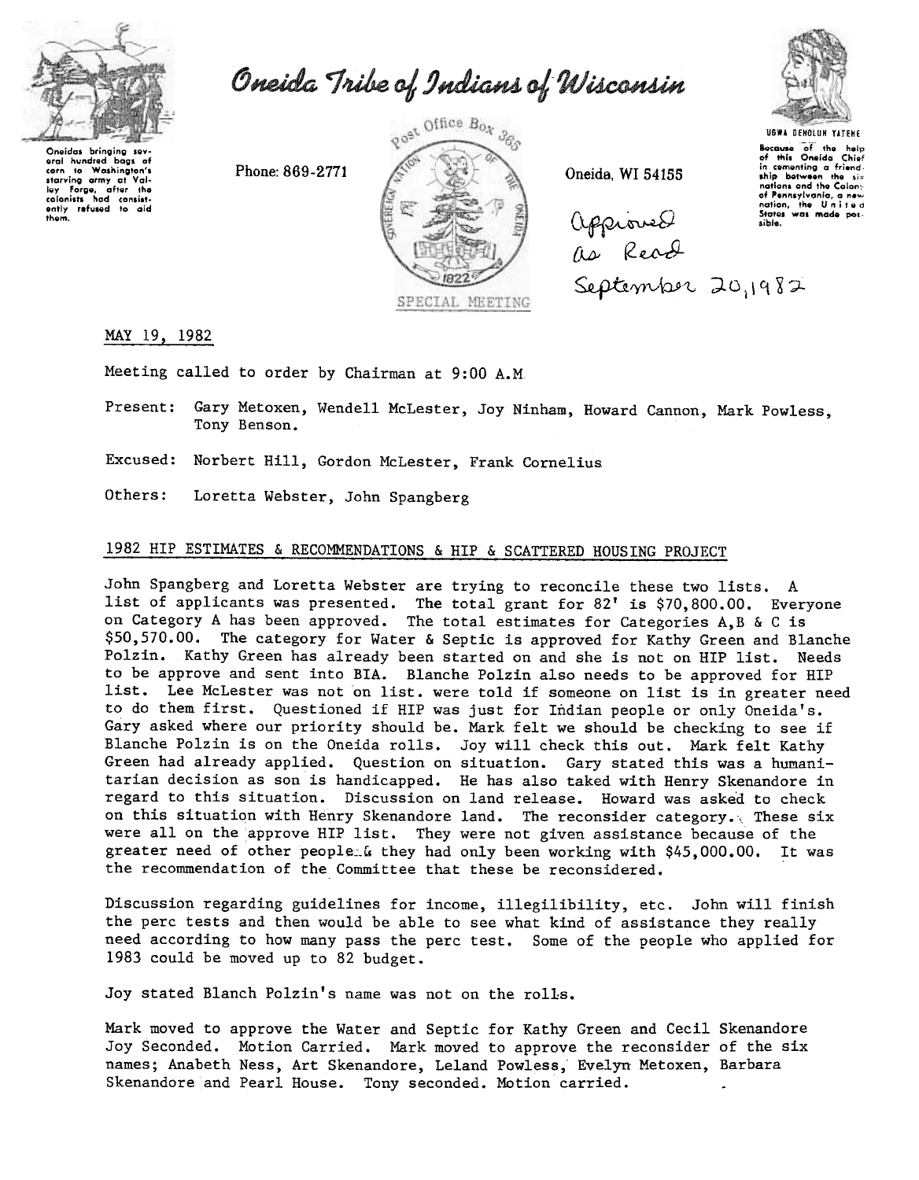# Oneida Tribe of Indians of Wisconsin

Oneidas bringing several hundred bags of corn to Washington's starving army at Valley Forge, after the colonists had consistently refused to aid them.

Phone: 869-2771

Post Office Box 365

Oneida, WI 54155

SPECIAL MEETING

UGWA DEHOLUH YATEHE

Because of the help of this Oneida Chief in cementing a friendship between the six nations and the Colony of Pennsylvania, a new nation, the United States was made possible.

Approved as Read September 20, 1982

MAY 19, 1982

Meeting called to order by Chairman at 9:00 A.M.

Present: Gary Metoxen, Wendell McLester, Joy Ninham, Howard Cannon, Mark Powless, Tony Benson.

Excused: Norbert Hill, Gordon McLester, Frank Cornelius

Others: Loretta Webster, John Spangberg

## 1982 HIP ESTIMATES & RECOMMENDATIONS & HIP & SCATTERED HOUSING PROJECT

John Spangberg and Loretta Webster are trying to reconcile these two lists. A list of applicants was presented. The total grant for 82' is $70,800.00. Everyone on Category A has been approved. The total estimates for Categories A,B & C is $50,570.00. The category for Water & Septic is approved for Kathy Green and Blanche Polzin. Kathy Green has already been started on and she is not on HIP list. Needs to be approve and sent into BIA. Blanche Polzin also needs to be approved for HIP list. Lee McLester was not on list. were told if someone on list is in greater need to do them first. Questioned if HIP was just for Indian people or only Oneida's. Gary asked where our priority should be. Mark felt we should be checking to see if Blanche Polzin is on the Oneida rolls. Joy will check this out. Mark felt Kathy Green had already applied. Question on situation. Gary stated this was a humanitarian decision as son is handicapped. He has also taked with Henry Skenandore in regard to this situation. Discussion on land release. Howard was asked to check on this situation with Henry Skenandore land. The reconsider category. These six were all on the approve HIP list. They were not given assistance because of the greater need of other people & they had only been working with $45,000.00. It was the recommendation of the Committee that these be reconsidered.

Discussion regarding guidelines for income, illegilibility, etc. John will finish the perc tests and then would be able to see what kind of assistance they really need according to how many pass the perc test. Some of the people who applied for 1983 could be moved up to 82 budget.

Joy stated Blanch Polzin's name was not on the rolls.

Mark moved to approve the Water and Septic for Kathy Green and Cecil Skenandore Joy Seconded. Motion Carried. Mark moved to approve the reconsider of the six names; Anabeth Ness, Art Skenandore, Leland Powless, Evelyn Metoxen, Barbara Skenandore and Pearl House. Tony seconded. Motion carried.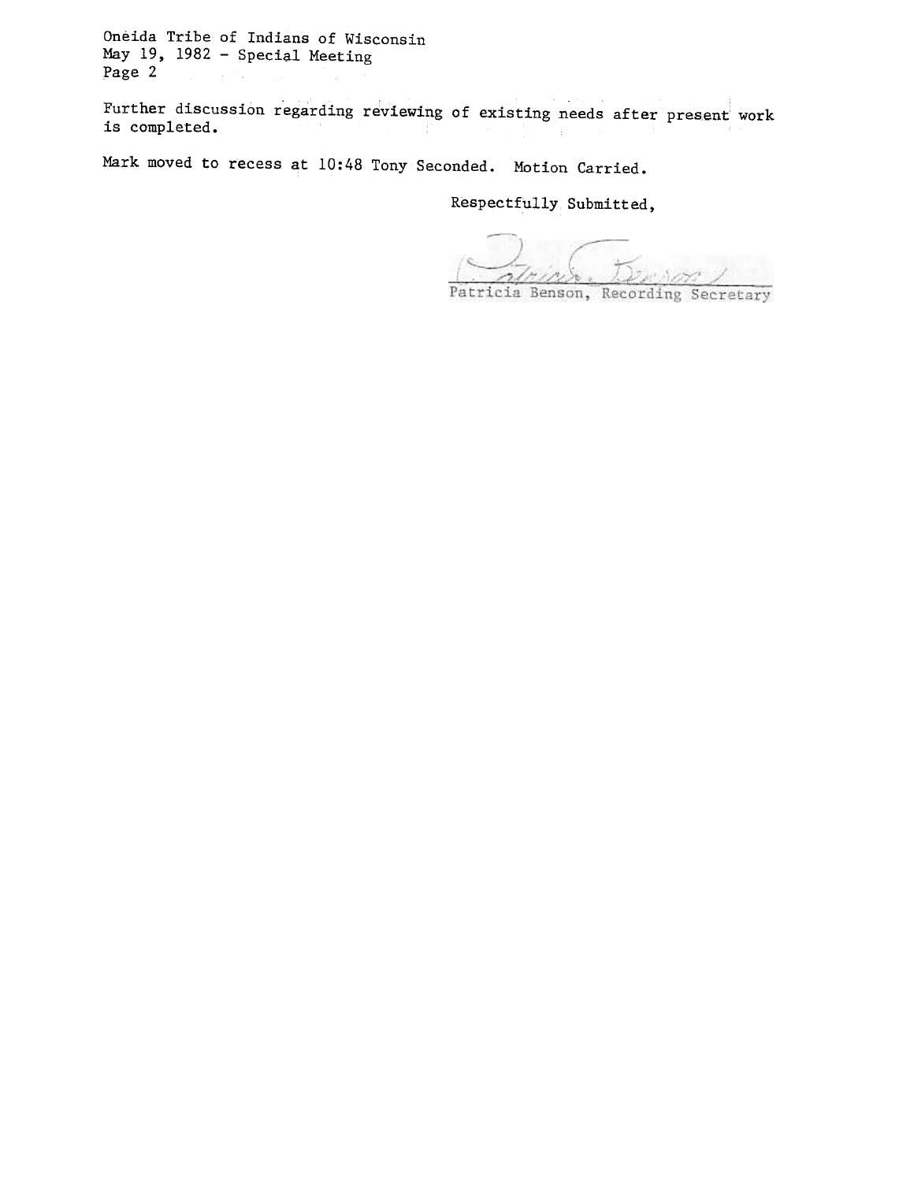Further discussion regarding reviewing of existing needs after present work is completed.

Mark moved to recess at 10:48 Tony Seconded. Motion Carried.

Respectfully Submitted,

Patricia Benson, Recording Secretary